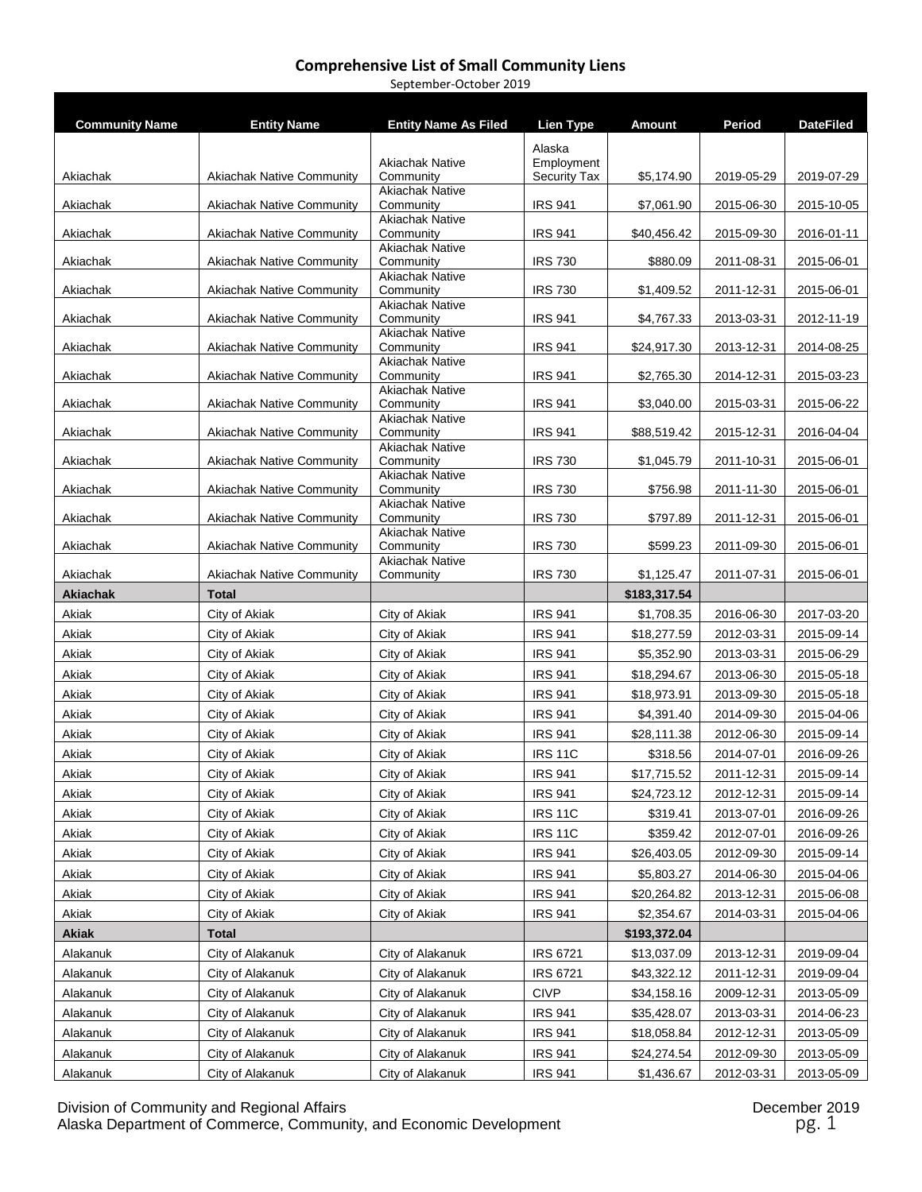# Comprehensive List of Small Community Liens

September-October 2019

| Community Name | Entity Name | Entity Name As Filed | Lien Type | Amount | Period | DateFiled |
|---|---|---|---|---|---|---|
| Akiachak | Akiachak Native Community | Akiachak Native Community | Alaska Employment Security Tax | $5,174.90 | 2019-05-29 | 2019-07-29 |
| Akiachak | Akiachak Native Community | Akiachak Native Community | IRS 941 | $7,061.90 | 2015-06-30 | 2015-10-05 |
| Akiachak | Akiachak Native Community | Akiachak Native Community | IRS 941 | $40,456.42 | 2015-09-30 | 2016-01-11 |
| Akiachak | Akiachak Native Community | Akiachak Native Community | IRS 730 | $880.09 | 2011-08-31 | 2015-06-01 |
| Akiachak | Akiachak Native Community | Akiachak Native Community | IRS 730 | $1,409.52 | 2011-12-31 | 2015-06-01 |
| Akiachak | Akiachak Native Community | Akiachak Native Community | IRS 941 | $4,767.33 | 2013-03-31 | 2012-11-19 |
| Akiachak | Akiachak Native Community | Akiachak Native Community | IRS 941 | $24,917.30 | 2013-12-31 | 2014-08-25 |
| Akiachak | Akiachak Native Community | Akiachak Native Community | IRS 941 | $2,765.30 | 2014-12-31 | 2015-03-23 |
| Akiachak | Akiachak Native Community | Akiachak Native Community | IRS 941 | $3,040.00 | 2015-03-31 | 2015-06-22 |
| Akiachak | Akiachak Native Community | Akiachak Native Community | IRS 941 | $88,519.42 | 2015-12-31 | 2016-04-04 |
| Akiachak | Akiachak Native Community | Akiachak Native Community | IRS 730 | $1,045.79 | 2011-10-31 | 2015-06-01 |
| Akiachak | Akiachak Native Community | Akiachak Native Community | IRS 730 | $756.98 | 2011-11-30 | 2015-06-01 |
| Akiachak | Akiachak Native Community | Akiachak Native Community | IRS 730 | $797.89 | 2011-12-31 | 2015-06-01 |
| Akiachak | Akiachak Native Community | Akiachak Native Community | IRS 730 | $599.23 | 2011-09-30 | 2015-06-01 |
| Akiachak | Akiachak Native Community | Akiachak Native Community | IRS 730 | $1,125.47 | 2011-07-31 | 2015-06-01 |
| **Akiachak** | **Total** | | | **$183,317.54** | | |
| Akiak | City of Akiak | City of Akiak | IRS 941 | $1,708.35 | 2016-06-30 | 2017-03-20 |
| Akiak | City of Akiak | City of Akiak | IRS 941 | $18,277.59 | 2012-03-31 | 2015-09-14 |
| Akiak | City of Akiak | City of Akiak | IRS 941 | $5,352.90 | 2013-03-31 | 2015-06-29 |
| Akiak | City of Akiak | City of Akiak | IRS 941 | $18,294.67 | 2013-06-30 | 2015-05-18 |
| Akiak | City of Akiak | City of Akiak | IRS 941 | $18,973.91 | 2013-09-30 | 2015-05-18 |
| Akiak | City of Akiak | City of Akiak | IRS 941 | $4,391.40 | 2014-09-30 | 2015-04-06 |
| Akiak | City of Akiak | City of Akiak | IRS 941 | $28,111.38 | 2012-06-30 | 2015-09-14 |
| Akiak | City of Akiak | City of Akiak | IRS 11C | $318.56 | 2014-07-01 | 2016-09-26 |
| Akiak | City of Akiak | City of Akiak | IRS 941 | $17,715.52 | 2011-12-31 | 2015-09-14 |
| Akiak | City of Akiak | City of Akiak | IRS 941 | $24,723.12 | 2012-12-31 | 2015-09-14 |
| Akiak | City of Akiak | City of Akiak | IRS 11C | $319.41 | 2013-07-01 | 2016-09-26 |
| Akiak | City of Akiak | City of Akiak | IRS 11C | $359.42 | 2012-07-01 | 2016-09-26 |
| Akiak | City of Akiak | City of Akiak | IRS 941 | $26,403.05 | 2012-09-30 | 2015-09-14 |
| Akiak | City of Akiak | City of Akiak | IRS 941 | $5,803.27 | 2014-06-30 | 2015-04-06 |
| Akiak | City of Akiak | City of Akiak | IRS 941 | $20,264.82 | 2013-12-31 | 2015-06-08 |
| Akiak | City of Akiak | City of Akiak | IRS 941 | $2,354.67 | 2014-03-31 | 2015-04-06 |
| **Akiak** | **Total** | | | **$193,372.04** | | |
| Alakanuk | City of Alakanuk | City of Alakanuk | IRS 6721 | $13,037.09 | 2013-12-31 | 2019-09-04 |
| Alakanuk | City of Alakanuk | City of Alakanuk | IRS 6721 | $43,322.12 | 2011-12-31 | 2019-09-04 |
| Alakanuk | City of Alakanuk | City of Alakanuk | CIVP | $34,158.16 | 2009-12-31 | 2013-05-09 |
| Alakanuk | City of Alakanuk | City of Alakanuk | IRS 941 | $35,428.07 | 2013-03-31 | 2014-06-23 |
| Alakanuk | City of Alakanuk | City of Alakanuk | IRS 941 | $18,058.84 | 2012-12-31 | 2013-05-09 |
| Alakanuk | City of Alakanuk | City of Alakanuk | IRS 941 | $24,274.54 | 2012-09-30 | 2013-05-09 |
| Alakanuk | City of Alakanuk | City of Alakanuk | IRS 941 | $1,436.67 | 2012-03-31 | 2013-05-09 |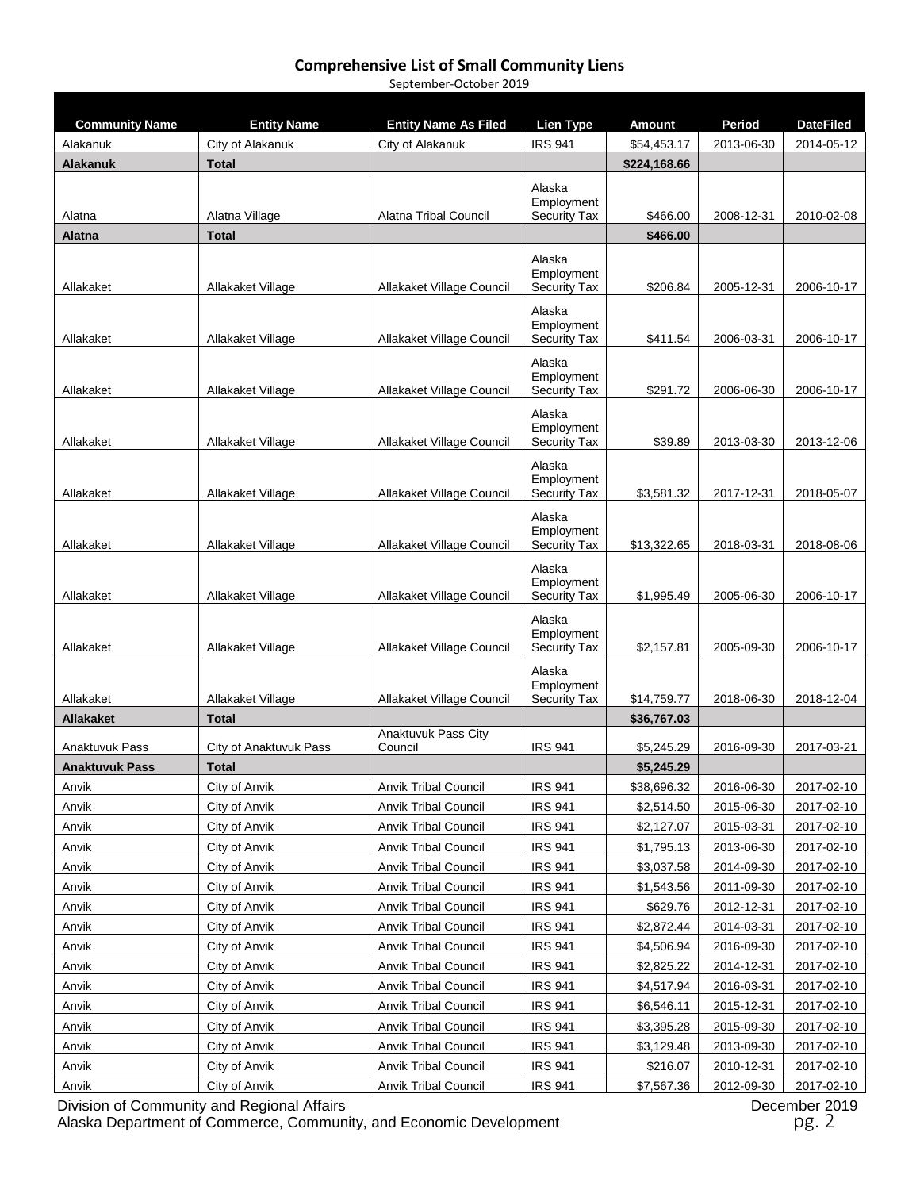## Comprehensive List of Small Community Liens

September-October 2019

| Community Name | Entity Name | Entity Name As Filed | Lien Type | Amount | Period | DateFiled |
|---|---|---|---|---|---|---|
| Alakanuk | City of Alakanuk | City of Alakanuk | IRS 941 | $54,453.17 | 2013-06-30 | 2014-05-12 |
| **Alakanuk** | **Total** | | | **$224,168.66** | | |
| Alatna | Alatna Village | Alatna Tribal Council | Alaska Employment Security Tax | $466.00 | 2008-12-31 | 2010-02-08 |
| **Alatna** | **Total** | | | **$466.00** | | |
| Allakaket | Allakaket Village | Allakaket Village Council | Alaska Employment Security Tax | $206.84 | 2005-12-31 | 2006-10-17 |
| Allakaket | Allakaket Village | Allakaket Village Council | Alaska Employment Security Tax | $411.54 | 2006-03-31 | 2006-10-17 |
| Allakaket | Allakaket Village | Allakaket Village Council | Alaska Employment Security Tax | $291.72 | 2006-06-30 | 2006-10-17 |
| Allakaket | Allakaket Village | Allakaket Village Council | Alaska Employment Security Tax | $39.89 | 2013-03-30 | 2013-12-06 |
| Allakaket | Allakaket Village | Allakaket Village Council | Alaska Employment Security Tax | $3,581.32 | 2017-12-31 | 2018-05-07 |
| Allakaket | Allakaket Village | Allakaket Village Council | Alaska Employment Security Tax | $13,322.65 | 2018-03-31 | 2018-08-06 |
| Allakaket | Allakaket Village | Allakaket Village Council | Alaska Employment Security Tax | $1,995.49 | 2005-06-30 | 2006-10-17 |
| Allakaket | Allakaket Village | Allakaket Village Council | Alaska Employment Security Tax | $2,157.81 | 2005-09-30 | 2006-10-17 |
| Allakaket | Allakaket Village | Allakaket Village Council | Alaska Employment Security Tax | $14,759.77 | 2018-06-30 | 2018-12-04 |
| **Allakaket** | **Total** | | | **$36,767.03** | | |
| Anaktuvuk Pass | City of Anaktuvuk Pass | Anaktuvuk Pass City Council | IRS 941 | $5,245.29 | 2016-09-30 | 2017-03-21 |
| **Anaktuvuk Pass** | **Total** | | | **$5,245.29** | | |
| Anvik | City of Anvik | Anvik Tribal Council | IRS 941 | $38,696.32 | 2016-06-30 | 2017-02-10 |
| Anvik | City of Anvik | Anvik Tribal Council | IRS 941 | $2,514.50 | 2015-06-30 | 2017-02-10 |
| Anvik | City of Anvik | Anvik Tribal Council | IRS 941 | $2,127.07 | 2015-03-31 | 2017-02-10 |
| Anvik | City of Anvik | Anvik Tribal Council | IRS 941 | $1,795.13 | 2013-06-30 | 2017-02-10 |
| Anvik | City of Anvik | Anvik Tribal Council | IRS 941 | $3,037.58 | 2014-09-30 | 2017-02-10 |
| Anvik | City of Anvik | Anvik Tribal Council | IRS 941 | $1,543.56 | 2011-09-30 | 2017-02-10 |
| Anvik | City of Anvik | Anvik Tribal Council | IRS 941 | $629.76 | 2012-12-31 | 2017-02-10 |
| Anvik | City of Anvik | Anvik Tribal Council | IRS 941 | $2,872.44 | 2014-03-31 | 2017-02-10 |
| Anvik | City of Anvik | Anvik Tribal Council | IRS 941 | $4,506.94 | 2016-09-30 | 2017-02-10 |
| Anvik | City of Anvik | Anvik Tribal Council | IRS 941 | $2,825.22 | 2014-12-31 | 2017-02-10 |
| Anvik | City of Anvik | Anvik Tribal Council | IRS 941 | $4,517.94 | 2016-03-31 | 2017-02-10 |
| Anvik | City of Anvik | Anvik Tribal Council | IRS 941 | $6,546.11 | 2015-12-31 | 2017-02-10 |
| Anvik | City of Anvik | Anvik Tribal Council | IRS 941 | $3,395.28 | 2015-09-30 | 2017-02-10 |
| Anvik | City of Anvik | Anvik Tribal Council | IRS 941 | $3,129.48 | 2013-09-30 | 2017-02-10 |
| Anvik | City of Anvik | Anvik Tribal Council | IRS 941 | $216.07 | 2010-12-31 | 2017-02-10 |
| Anvik | City of Anvik | Anvik Tribal Council | IRS 941 | $7,567.36 | 2012-09-30 | 2017-02-10 |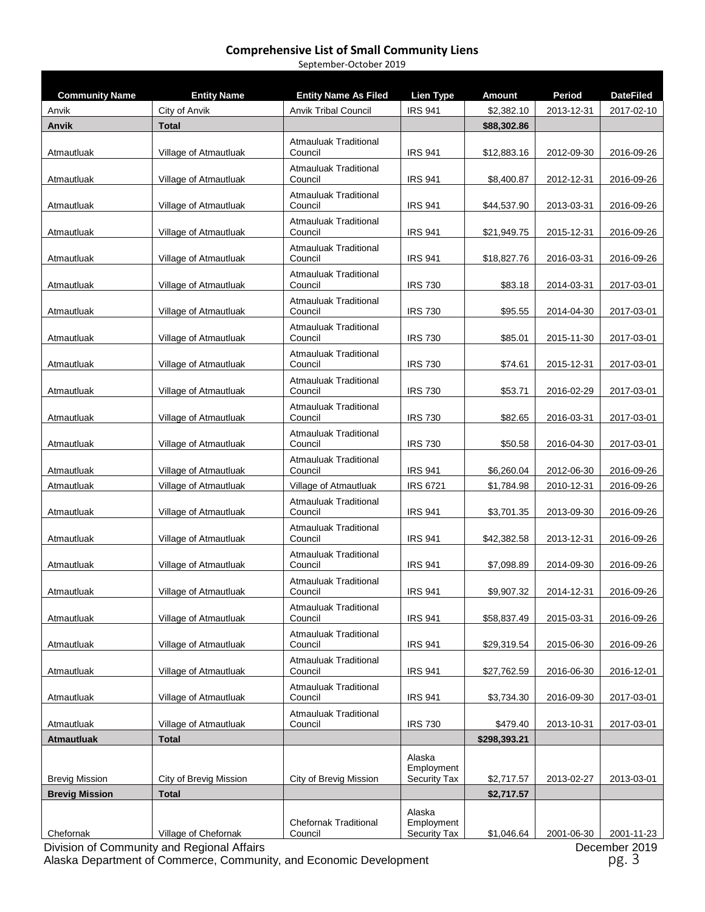# Comprehensive List of Small Community Liens

September-October 2019

| Community Name | Entity Name | Entity Name As Filed | Lien Type | Amount | Period | DateFiled |
|---|---|---|---|---|---|---|
| Anvik | City of Anvik | Anvik Tribal Council | IRS 941 | $2,382.10 | 2013-12-31 | 2017-02-10 |
| **Anvik** | **Total** | | | **$88,302.86** | | |
| Atmautluak | Village of Atmautluak | Atmauluak Traditional Council | IRS 941 | $12,883.16 | 2012-09-30 | 2016-09-26 |
| Atmautluak | Village of Atmautluak | Atmauluak Traditional Council | IRS 941 | $8,400.87 | 2012-12-31 | 2016-09-26 |
| Atmautluak | Village of Atmautluak | Atmauluak Traditional Council | IRS 941 | $44,537.90 | 2013-03-31 | 2016-09-26 |
| Atmautluak | Village of Atmautluak | Atmauluak Traditional Council | IRS 941 | $21,949.75 | 2015-12-31 | 2016-09-26 |
| Atmautluak | Village of Atmautluak | Atmauluak Traditional Council | IRS 941 | $18,827.76 | 2016-03-31 | 2016-09-26 |
| Atmautluak | Village of Atmautluak | Atmauluak Traditional Council | IRS 730 | $83.18 | 2014-03-31 | 2017-03-01 |
| Atmautluak | Village of Atmautluak | Atmauluak Traditional Council | IRS 730 | $95.55 | 2014-04-30 | 2017-03-01 |
| Atmautluak | Village of Atmautluak | Atmauluak Traditional Council | IRS 730 | $85.01 | 2015-11-30 | 2017-03-01 |
| Atmautluak | Village of Atmautluak | Atmauluak Traditional Council | IRS 730 | $74.61 | 2015-12-31 | 2017-03-01 |
| Atmautluak | Village of Atmautluak | Atmauluak Traditional Council | IRS 730 | $53.71 | 2016-02-29 | 2017-03-01 |
| Atmautluak | Village of Atmautluak | Atmauluak Traditional Council | IRS 730 | $82.65 | 2016-03-31 | 2017-03-01 |
| Atmautluak | Village of Atmautluak | Atmauluak Traditional Council | IRS 730 | $50.58 | 2016-04-30 | 2017-03-01 |
| Atmautluak | Village of Atmautluak | Atmauluak Traditional Council | IRS 941 | $6,260.04 | 2012-06-30 | 2016-09-26 |
| Atmautluak | Village of Atmautluak | Village of Atmautluak | IRS 6721 | $1,784.98 | 2010-12-31 | 2016-09-26 |
| Atmautluak | Village of Atmautluak | Atmauluak Traditional Council | IRS 941 | $3,701.35 | 2013-09-30 | 2016-09-26 |
| Atmautluak | Village of Atmautluak | Atmauluak Traditional Council | IRS 941 | $42,382.58 | 2013-12-31 | 2016-09-26 |
| Atmautluak | Village of Atmautluak | Atmauluak Traditional Council | IRS 941 | $7,098.89 | 2014-09-30 | 2016-09-26 |
| Atmautluak | Village of Atmautluak | Atmauluak Traditional Council | IRS 941 | $9,907.32 | 2014-12-31 | 2016-09-26 |
| Atmautluak | Village of Atmautluak | Atmauluak Traditional Council | IRS 941 | $58,837.49 | 2015-03-31 | 2016-09-26 |
| Atmautluak | Village of Atmautluak | Atmauluak Traditional Council | IRS 941 | $29,319.54 | 2015-06-30 | 2016-09-26 |
| Atmautluak | Village of Atmautluak | Atmauluak Traditional Council | IRS 941 | $27,762.59 | 2016-06-30 | 2016-12-01 |
| Atmautluak | Village of Atmautluak | Atmauluak Traditional Council | IRS 941 | $3,734.30 | 2016-09-30 | 2017-03-01 |
| Atmautluak | Village of Atmautluak | Atmauluak Traditional Council | IRS 730 | $479.40 | 2013-10-31 | 2017-03-01 |
| **Atmautluak** | **Total** | | | **$298,393.21** | | |
| Brevig Mission | City of Brevig Mission | City of Brevig Mission | Alaska Employment Security Tax | $2,717.57 | 2013-02-27 | 2013-03-01 |
| **Brevig Mission** | **Total** | | | **$2,717.57** | | |
| Chefornak | Village of Chefornak | Chefornak Traditional Council | Alaska Employment Security Tax | $1,046.64 | 2001-06-30 | 2001-11-23 |

Division of Community and Regional Affairs
Alaska Department of Commerce, Community, and Economic Development
December 2019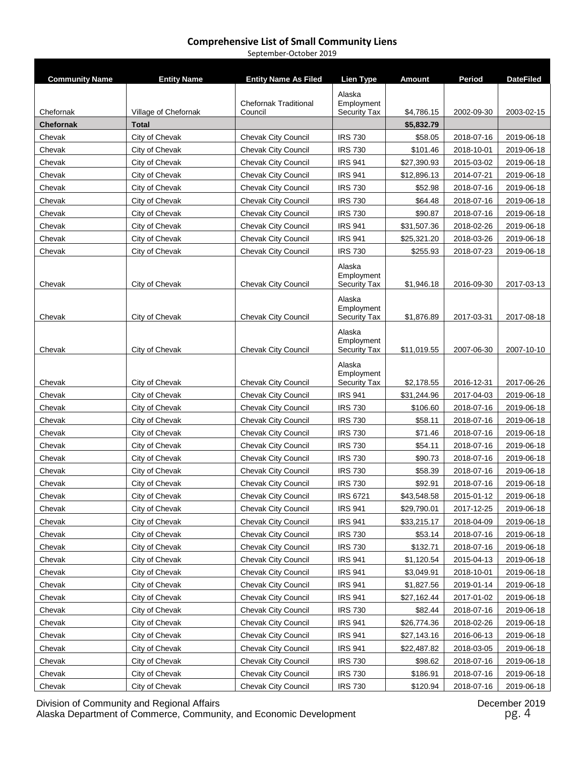**Comprehensive List of Small Community Liens**

September-October 2019

| Community Name | Entity Name | Entity Name As Filed | Lien Type | Amount | Period | DateFiled |
|---|---|---|---|---|---|---|
| Chefornak | Village of Chefornak | Chefornak Traditional Council | Alaska Employment Security Tax | $4,786.15 | 2002-09-30 | 2003-02-15 |
| **Chefornak** | **Total** | | | **$5,832.79** | | |
| Chevak | City of Chevak | Chevak City Council | IRS 730 | $58.05 | 2018-07-16 | 2019-06-18 |
| Chevak | City of Chevak | Chevak City Council | IRS 730 | $101.46 | 2018-10-01 | 2019-06-18 |
| Chevak | City of Chevak | Chevak City Council | IRS 941 | $27,390.93 | 2015-03-02 | 2019-06-18 |
| Chevak | City of Chevak | Chevak City Council | IRS 941 | $12,896.13 | 2014-07-21 | 2019-06-18 |
| Chevak | City of Chevak | Chevak City Council | IRS 730 | $52.98 | 2018-07-16 | 2019-06-18 |
| Chevak | City of Chevak | Chevak City Council | IRS 730 | $64.48 | 2018-07-16 | 2019-06-18 |
| Chevak | City of Chevak | Chevak City Council | IRS 730 | $90.87 | 2018-07-16 | 2019-06-18 |
| Chevak | City of Chevak | Chevak City Council | IRS 941 | $31,507.36 | 2018-02-26 | 2019-06-18 |
| Chevak | City of Chevak | Chevak City Council | IRS 941 | $25,321.20 | 2018-03-26 | 2019-06-18 |
| Chevak | City of Chevak | Chevak City Council | IRS 730 | $255.93 | 2018-07-23 | 2019-06-18 |
| Chevak | City of Chevak | Chevak City Council | Alaska Employment Security Tax | $1,946.18 | 2016-09-30 | 2017-03-13 |
| Chevak | City of Chevak | Chevak City Council | Alaska Employment Security Tax | $1,876.89 | 2017-03-31 | 2017-08-18 |
| Chevak | City of Chevak | Chevak City Council | Alaska Employment Security Tax | $11,019.55 | 2007-06-30 | 2007-10-10 |
| Chevak | City of Chevak | Chevak City Council | Alaska Employment Security Tax | $2,178.55 | 2016-12-31 | 2017-06-26 |
| Chevak | City of Chevak | Chevak City Council | IRS 941 | $31,244.96 | 2017-04-03 | 2019-06-18 |
| Chevak | City of Chevak | Chevak City Council | IRS 730 | $106.60 | 2018-07-16 | 2019-06-18 |
| Chevak | City of Chevak | Chevak City Council | IRS 730 | $58.11 | 2018-07-16 | 2019-06-18 |
| Chevak | City of Chevak | Chevak City Council | IRS 730 | $71.46 | 2018-07-16 | 2019-06-18 |
| Chevak | City of Chevak | Chevak City Council | IRS 730 | $54.11 | 2018-07-16 | 2019-06-18 |
| Chevak | City of Chevak | Chevak City Council | IRS 730 | $90.73 | 2018-07-16 | 2019-06-18 |
| Chevak | City of Chevak | Chevak City Council | IRS 730 | $58.39 | 2018-07-16 | 2019-06-18 |
| Chevak | City of Chevak | Chevak City Council | IRS 730 | $92.91 | 2018-07-16 | 2019-06-18 |
| Chevak | City of Chevak | Chevak City Council | IRS 6721 | $43,548.58 | 2015-01-12 | 2019-06-18 |
| Chevak | City of Chevak | Chevak City Council | IRS 941 | $29,790.01 | 2017-12-25 | 2019-06-18 |
| Chevak | City of Chevak | Chevak City Council | IRS 941 | $33,215.17 | 2018-04-09 | 2019-06-18 |
| Chevak | City of Chevak | Chevak City Council | IRS 730 | $53.14 | 2018-07-16 | 2019-06-18 |
| Chevak | City of Chevak | Chevak City Council | IRS 730 | $132.71 | 2018-07-16 | 2019-06-18 |
| Chevak | City of Chevak | Chevak City Council | IRS 941 | $1,120.54 | 2015-04-13 | 2019-06-18 |
| Chevak | City of Chevak | Chevak City Council | IRS 941 | $3,049.91 | 2018-10-01 | 2019-06-18 |
| Chevak | City of Chevak | Chevak City Council | IRS 941 | $1,827.56 | 2019-01-14 | 2019-06-18 |
| Chevak | City of Chevak | Chevak City Council | IRS 941 | $27,162.44 | 2017-01-02 | 2019-06-18 |
| Chevak | City of Chevak | Chevak City Council | IRS 730 | $82.44 | 2018-07-16 | 2019-06-18 |
| Chevak | City of Chevak | Chevak City Council | IRS 941 | $26,774.36 | 2018-02-26 | 2019-06-18 |
| Chevak | City of Chevak | Chevak City Council | IRS 941 | $27,143.16 | 2016-06-13 | 2019-06-18 |
| Chevak | City of Chevak | Chevak City Council | IRS 941 | $22,487.82 | 2018-03-05 | 2019-06-18 |
| Chevak | City of Chevak | Chevak City Council | IRS 730 | $98.62 | 2018-07-16 | 2019-06-18 |
| Chevak | City of Chevak | Chevak City Council | IRS 730 | $186.91 | 2018-07-16 | 2019-06-18 |
| Chevak | City of Chevak | Chevak City Council | IRS 730 | $120.94 | 2018-07-16 | 2019-06-18 |

Division of Community and Regional Affairs
Alaska Department of Commerce, Community, and Economic Development

December 2019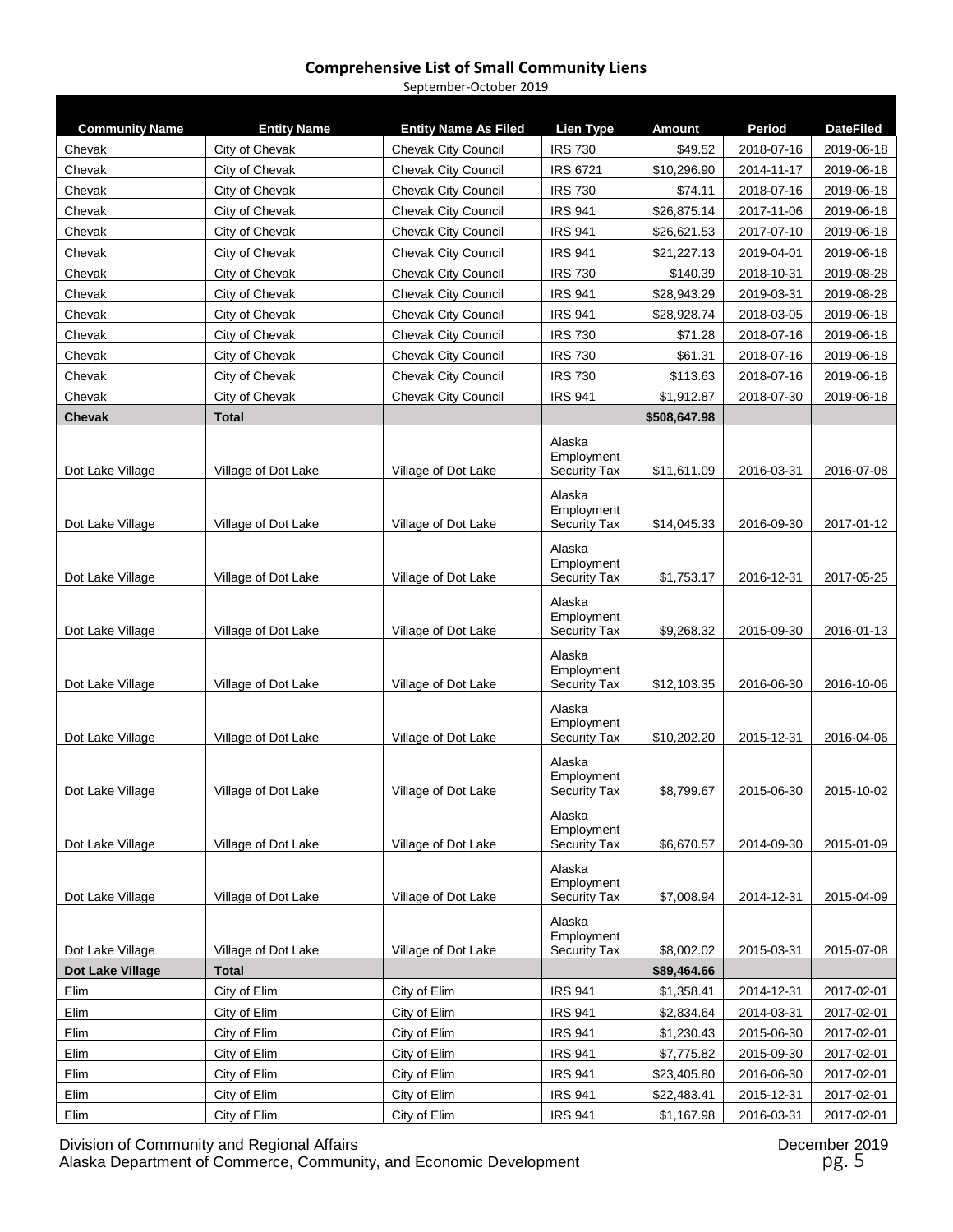## Comprehensive List of Small Community Liens

September-October 2019

| Community Name | Entity Name | Entity Name As Filed | Lien Type | Amount | Period | DateFiled |
|---|---|---|---|---|---|---|
| Chevak | City of Chevak | Chevak City Council | IRS 730 | $49.52 | 2018-07-16 | 2019-06-18 |
| Chevak | City of Chevak | Chevak City Council | IRS 6721 | $10,296.90 | 2014-11-17 | 2019-06-18 |
| Chevak | City of Chevak | Chevak City Council | IRS 730 | $74.11 | 2018-07-16 | 2019-06-18 |
| Chevak | City of Chevak | Chevak City Council | IRS 941 | $26,875.14 | 2017-11-06 | 2019-06-18 |
| Chevak | City of Chevak | Chevak City Council | IRS 941 | $26,621.53 | 2017-07-10 | 2019-06-18 |
| Chevak | City of Chevak | Chevak City Council | IRS 941 | $21,227.13 | 2019-04-01 | 2019-06-18 |
| Chevak | City of Chevak | Chevak City Council | IRS 730 | $140.39 | 2018-10-31 | 2019-08-28 |
| Chevak | City of Chevak | Chevak City Council | IRS 941 | $28,943.29 | 2019-03-31 | 2019-08-28 |
| Chevak | City of Chevak | Chevak City Council | IRS 941 | $28,928.74 | 2018-03-05 | 2019-06-18 |
| Chevak | City of Chevak | Chevak City Council | IRS 730 | $71.28 | 2018-07-16 | 2019-06-18 |
| Chevak | City of Chevak | Chevak City Council | IRS 730 | $61.31 | 2018-07-16 | 2019-06-18 |
| Chevak | City of Chevak | Chevak City Council | IRS 730 | $113.63 | 2018-07-16 | 2019-06-18 |
| Chevak | City of Chevak | Chevak City Council | IRS 941 | $1,912.87 | 2018-07-30 | 2019-06-18 |
| **Chevak** | **Total** | | | **$508,647.98** | | |
| Dot Lake Village | Village of Dot Lake | Village of Dot Lake | Alaska Employment Security Tax | $11,611.09 | 2016-03-31 | 2016-07-08 |
| Dot Lake Village | Village of Dot Lake | Village of Dot Lake | Alaska Employment Security Tax | $14,045.33 | 2016-09-30 | 2017-01-12 |
| Dot Lake Village | Village of Dot Lake | Village of Dot Lake | Alaska Employment Security Tax | $1,753.17 | 2016-12-31 | 2017-05-25 |
| Dot Lake Village | Village of Dot Lake | Village of Dot Lake | Alaska Employment Security Tax | $9,268.32 | 2015-09-30 | 2016-01-13 |
| Dot Lake Village | Village of Dot Lake | Village of Dot Lake | Alaska Employment Security Tax | $12,103.35 | 2016-06-30 | 2016-10-06 |
| Dot Lake Village | Village of Dot Lake | Village of Dot Lake | Alaska Employment Security Tax | $10,202.20 | 2015-12-31 | 2016-04-06 |
| Dot Lake Village | Village of Dot Lake | Village of Dot Lake | Alaska Employment Security Tax | $8,799.67 | 2015-06-30 | 2015-10-02 |
| Dot Lake Village | Village of Dot Lake | Village of Dot Lake | Alaska Employment Security Tax | $6,670.57 | 2014-09-30 | 2015-01-09 |
| Dot Lake Village | Village of Dot Lake | Village of Dot Lake | Alaska Employment Security Tax | $7,008.94 | 2014-12-31 | 2015-04-09 |
| Dot Lake Village | Village of Dot Lake | Village of Dot Lake | Alaska Employment Security Tax | $8,002.02 | 2015-03-31 | 2015-07-08 |
| **Dot Lake Village** | **Total** | | | **$89,464.66** | | |
| Elim | City of Elim | City of Elim | IRS 941 | $1,358.41 | 2014-12-31 | 2017-02-01 |
| Elim | City of Elim | City of Elim | IRS 941 | $2,834.64 | 2014-03-31 | 2017-02-01 |
| Elim | City of Elim | City of Elim | IRS 941 | $1,230.43 | 2015-06-30 | 2017-02-01 |
| Elim | City of Elim | City of Elim | IRS 941 | $7,775.82 | 2015-09-30 | 2017-02-01 |
| Elim | City of Elim | City of Elim | IRS 941 | $23,405.80 | 2016-06-30 | 2017-02-01 |
| Elim | City of Elim | City of Elim | IRS 941 | $22,483.41 | 2015-12-31 | 2017-02-01 |
| Elim | City of Elim | City of Elim | IRS 941 | $1,167.98 | 2016-03-31 | 2017-02-01 |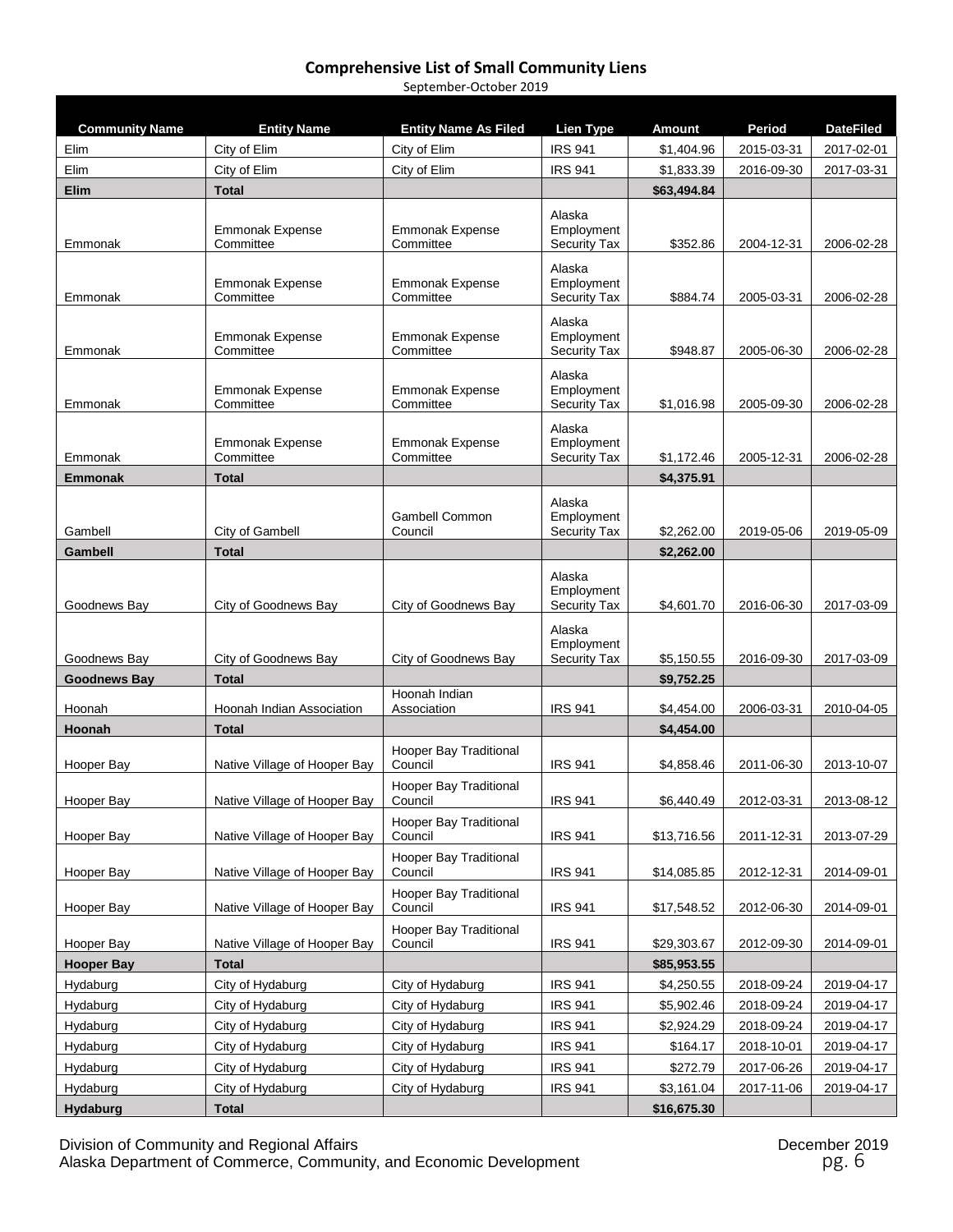# Comprehensive List of Small Community Liens

September-October 2019

| Community Name | Entity Name | Entity Name As Filed | Lien Type | Amount | Period | DateFiled |
|---|---|---|---|---|---|---|
| Elim | City of Elim | City of Elim | IRS 941 | $1,404.96 | 2015-03-31 | 2017-02-01 |
| Elim | City of Elim | City of Elim | IRS 941 | $1,833.39 | 2016-09-30 | 2017-03-31 |
| **Elim** | **Total** | | | **$63,494.84** | | |
| Emmonak | Emmonak Expense Committee | Emmonak Expense Committee | Alaska Employment Security Tax | $352.86 | 2004-12-31 | 2006-02-28 |
| Emmonak | Emmonak Expense Committee | Emmonak Expense Committee | Alaska Employment Security Tax | $884.74 | 2005-03-31 | 2006-02-28 |
| Emmonak | Emmonak Expense Committee | Emmonak Expense Committee | Alaska Employment Security Tax | $948.87 | 2005-06-30 | 2006-02-28 |
| Emmonak | Emmonak Expense Committee | Emmonak Expense Committee | Alaska Employment Security Tax | $1,016.98 | 2005-09-30 | 2006-02-28 |
| Emmonak | Emmonak Expense Committee | Emmonak Expense Committee | Alaska Employment Security Tax | $1,172.46 | 2005-12-31 | 2006-02-28 |
| **Emmonak** | **Total** | | | **$4,375.91** | | |
| Gambell | City of Gambell | Gambell Common Council | Alaska Employment Security Tax | $2,262.00 | 2019-05-06 | 2019-05-09 |
| **Gambell** | **Total** | | | **$2,262.00** | | |
| Goodnews Bay | City of Goodnews Bay | City of Goodnews Bay | Alaska Employment Security Tax | $4,601.70 | 2016-06-30 | 2017-03-09 |
| Goodnews Bay | City of Goodnews Bay | City of Goodnews Bay | Alaska Employment Security Tax | $5,150.55 | 2016-09-30 | 2017-03-09 |
| **Goodnews Bay** | **Total** | | | **$9,752.25** | | |
| Hoonah | Hoonah Indian Association | Hoonah Indian Association | IRS 941 | $4,454.00 | 2006-03-31 | 2010-04-05 |
| **Hoonah** | **Total** | | | **$4,454.00** | | |
| Hooper Bay | Native Village of Hooper Bay | Hooper Bay Traditional Council | IRS 941 | $4,858.46 | 2011-06-30 | 2013-10-07 |
| Hooper Bay | Native Village of Hooper Bay | Hooper Bay Traditional Council | IRS 941 | $6,440.49 | 2012-03-31 | 2013-08-12 |
| Hooper Bay | Native Village of Hooper Bay | Hooper Bay Traditional Council | IRS 941 | $13,716.56 | 2011-12-31 | 2013-07-29 |
| Hooper Bay | Native Village of Hooper Bay | Hooper Bay Traditional Council | IRS 941 | $14,085.85 | 2012-12-31 | 2014-09-01 |
| Hooper Bay | Native Village of Hooper Bay | Hooper Bay Traditional Council | IRS 941 | $17,548.52 | 2012-06-30 | 2014-09-01 |
| Hooper Bay | Native Village of Hooper Bay | Hooper Bay Traditional Council | IRS 941 | $29,303.67 | 2012-09-30 | 2014-09-01 |
| **Hooper Bay** | **Total** | | | **$85,953.55** | | |
| Hydaburg | City of Hydaburg | City of Hydaburg | IRS 941 | $4,250.55 | 2018-09-24 | 2019-04-17 |
| Hydaburg | City of Hydaburg | City of Hydaburg | IRS 941 | $5,902.46 | 2018-09-24 | 2019-04-17 |
| Hydaburg | City of Hydaburg | City of Hydaburg | IRS 941 | $2,924.29 | 2018-09-24 | 2019-04-17 |
| Hydaburg | City of Hydaburg | City of Hydaburg | IRS 941 | $164.17 | 2018-10-01 | 2019-04-17 |
| Hydaburg | City of Hydaburg | City of Hydaburg | IRS 941 | $272.79 | 2017-06-26 | 2019-04-17 |
| Hydaburg | City of Hydaburg | City of Hydaburg | IRS 941 | $3,161.04 | 2017-11-06 | 2019-04-17 |
| **Hydaburg** | **Total** | | | **$16,675.30** | | |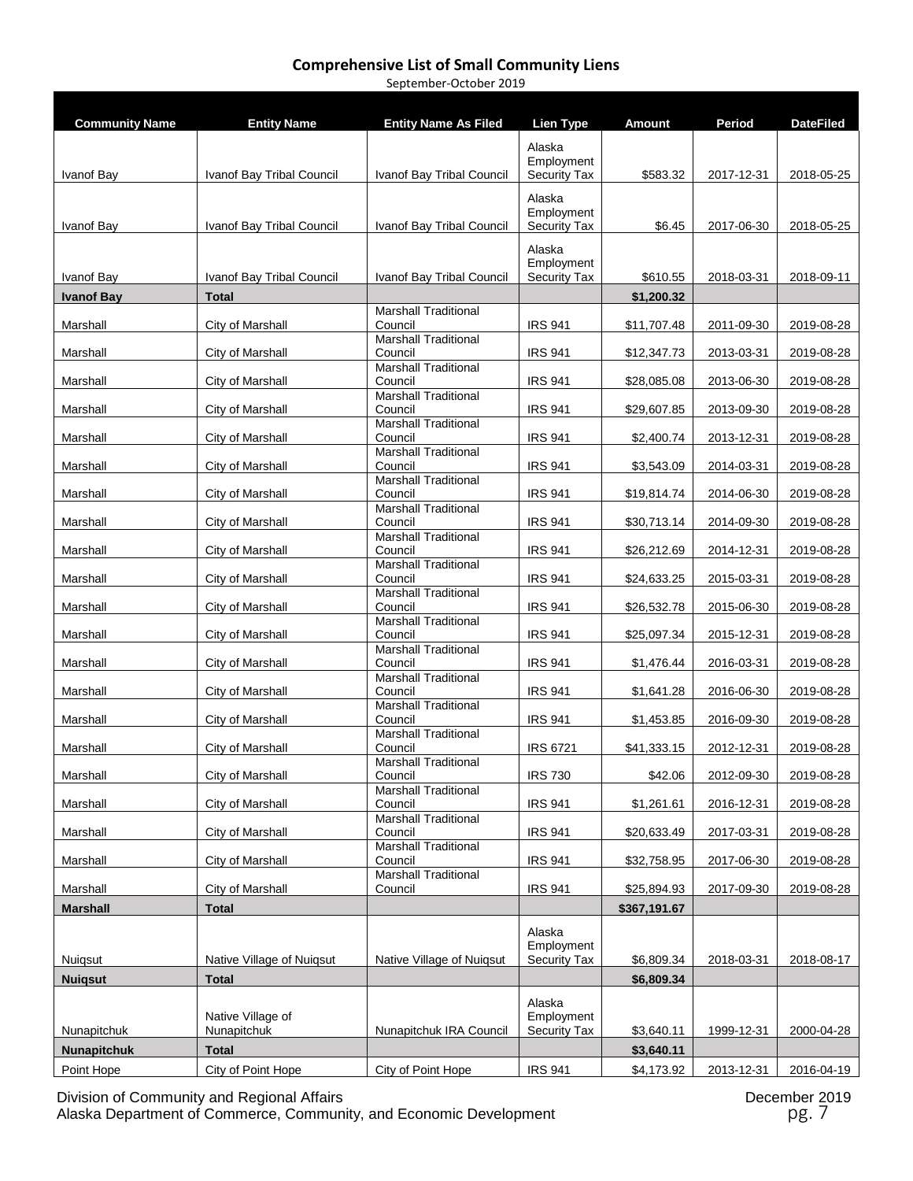## Comprehensive List of Small Community Liens

September-October 2019

| Community Name | Entity Name | Entity Name As Filed | Lien Type | Amount | Period | DateFiled |
|---|---|---|---|---|---|---|
| Ivanof Bay | Ivanof Bay Tribal Council | Ivanof Bay Tribal Council | Alaska Employment Security Tax | $583.32 | 2017-12-31 | 2018-05-25 |
| Ivanof Bay | Ivanof Bay Tribal Council | Ivanof Bay Tribal Council | Alaska Employment Security Tax | $6.45 | 2017-06-30 | 2018-05-25 |
| Ivanof Bay | Ivanof Bay Tribal Council | Ivanof Bay Tribal Council | Alaska Employment Security Tax | $610.55 | 2018-03-31 | 2018-09-11 |
| **Ivanof Bay** | **Total** | | | **$1,200.32** | | |
| Marshall | City of Marshall | Marshall Traditional Council | IRS 941 | $11,707.48 | 2011-09-30 | 2019-08-28 |
| Marshall | City of Marshall | Marshall Traditional Council | IRS 941 | $12,347.73 | 2013-03-31 | 2019-08-28 |
| Marshall | City of Marshall | Marshall Traditional Council | IRS 941 | $28,085.08 | 2013-06-30 | 2019-08-28 |
| Marshall | City of Marshall | Marshall Traditional Council | IRS 941 | $29,607.85 | 2013-09-30 | 2019-08-28 |
| Marshall | City of Marshall | Marshall Traditional Council | IRS 941 | $2,400.74 | 2013-12-31 | 2019-08-28 |
| Marshall | City of Marshall | Marshall Traditional Council | IRS 941 | $3,543.09 | 2014-03-31 | 2019-08-28 |
| Marshall | City of Marshall | Marshall Traditional Council | IRS 941 | $19,814.74 | 2014-06-30 | 2019-08-28 |
| Marshall | City of Marshall | Marshall Traditional Council | IRS 941 | $30,713.14 | 2014-09-30 | 2019-08-28 |
| Marshall | City of Marshall | Marshall Traditional Council | IRS 941 | $26,212.69 | 2014-12-31 | 2019-08-28 |
| Marshall | City of Marshall | Marshall Traditional Council | IRS 941 | $24,633.25 | 2015-03-31 | 2019-08-28 |
| Marshall | City of Marshall | Marshall Traditional Council | IRS 941 | $26,532.78 | 2015-06-30 | 2019-08-28 |
| Marshall | City of Marshall | Marshall Traditional Council | IRS 941 | $25,097.34 | 2015-12-31 | 2019-08-28 |
| Marshall | City of Marshall | Marshall Traditional Council | IRS 941 | $1,476.44 | 2016-03-31 | 2019-08-28 |
| Marshall | City of Marshall | Marshall Traditional Council | IRS 941 | $1,641.28 | 2016-06-30 | 2019-08-28 |
| Marshall | City of Marshall | Marshall Traditional Council | IRS 941 | $1,453.85 | 2016-09-30 | 2019-08-28 |
| Marshall | City of Marshall | Marshall Traditional Council | IRS 6721 | $41,333.15 | 2012-12-31 | 2019-08-28 |
| Marshall | City of Marshall | Marshall Traditional Council | IRS 730 | $42.06 | 2012-09-30 | 2019-08-28 |
| Marshall | City of Marshall | Marshall Traditional Council | IRS 941 | $1,261.61 | 2016-12-31 | 2019-08-28 |
| Marshall | City of Marshall | Marshall Traditional Council | IRS 941 | $20,633.49 | 2017-03-31 | 2019-08-28 |
| Marshall | City of Marshall | Marshall Traditional Council | IRS 941 | $32,758.95 | 2017-06-30 | 2019-08-28 |
| Marshall | City of Marshall | Marshall Traditional Council | IRS 941 | $25,894.93 | 2017-09-30 | 2019-08-28 |
| **Marshall** | **Total** | | | **$367,191.67** | | |
| Nuiqsut | Native Village of Nuiqsut | Native Village of Nuiqsut | Alaska Employment Security Tax | $6,809.34 | 2018-03-31 | 2018-08-17 |
| **Nuiqsut** | **Total** | | | **$6,809.34** | | |
| Nunapitchuk | Native Village of Nunapitchuk | Nunapitchuk IRA Council | Alaska Employment Security Tax | $3,640.11 | 1999-12-31 | 2000-04-28 |
| **Nunapitchuk** | **Total** | | | **$3,640.11** | | |
| Point Hope | City of Point Hope | City of Point Hope | IRS 941 | $4,173.92 | 2013-12-31 | 2016-04-19 |

Division of Community and Regional Affairs
Alaska Department of Commerce, Community, and Economic Development
December 2019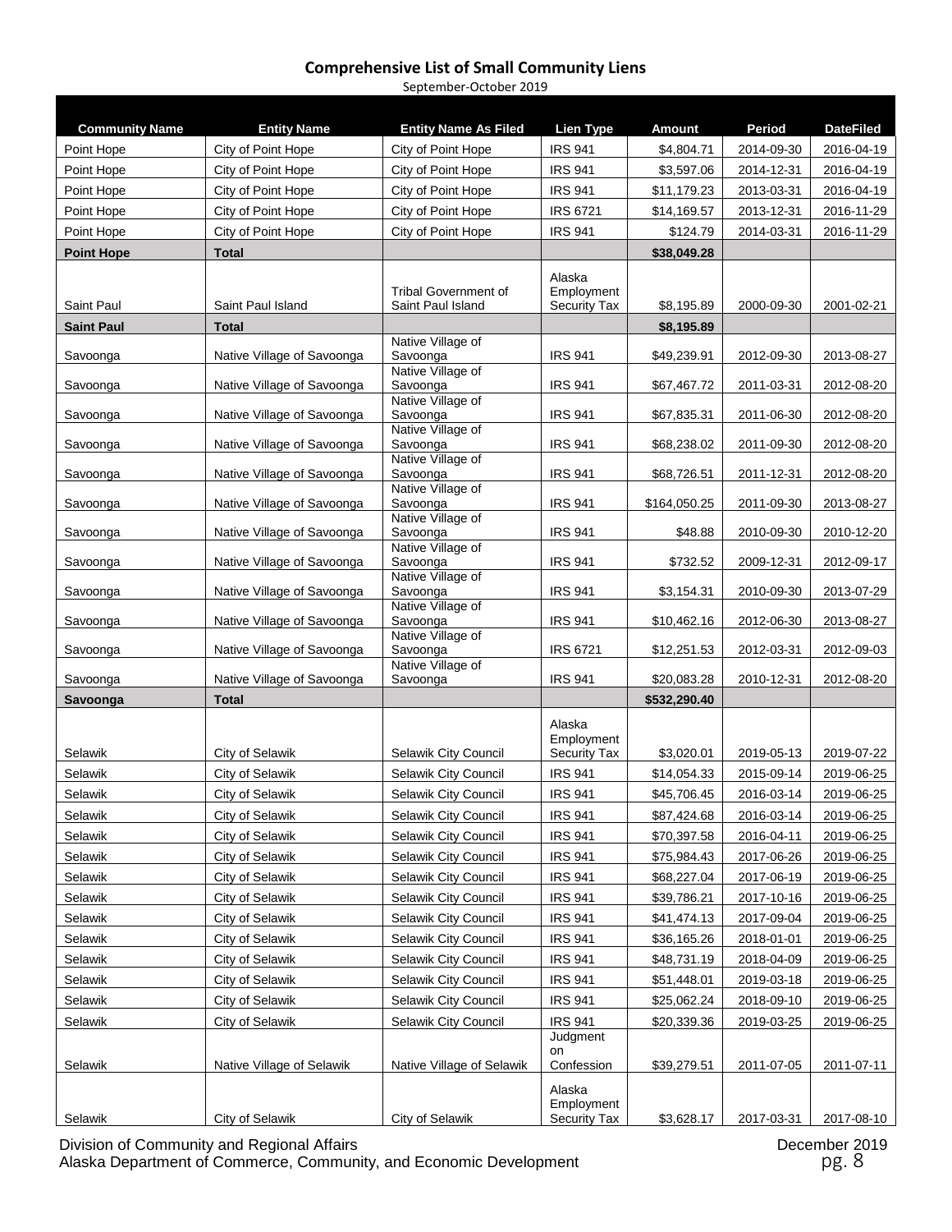# Comprehensive List of Small Community Liens

September-October 2019

| Community Name | Entity Name | Entity Name As Filed | Lien Type | Amount | Period | DateFiled |
|---|---|---|---|---|---|---|
| Point Hope | City of Point Hope | City of Point Hope | IRS 941 | $4,804.71 | 2014-09-30 | 2016-04-19 |
| Point Hope | City of Point Hope | City of Point Hope | IRS 941 | $3,597.06 | 2014-12-31 | 2016-04-19 |
| Point Hope | City of Point Hope | City of Point Hope | IRS 941 | $11,179.23 | 2013-03-31 | 2016-04-19 |
| Point Hope | City of Point Hope | City of Point Hope | IRS 6721 | $14,169.57 | 2013-12-31 | 2016-11-29 |
| Point Hope | City of Point Hope | City of Point Hope | IRS 941 | $124.79 | 2014-03-31 | 2016-11-29 |
| **Point Hope** | **Total** | | | **$38,049.28** | | |
| Saint Paul | Saint Paul Island | Tribal Government of Saint Paul Island | Alaska Employment Security Tax | $8,195.89 | 2000-09-30 | 2001-02-21 |
| **Saint Paul** | **Total** | | | **$8,195.89** | | |
| Savoonga | Native Village of Savoonga | Native Village of Savoonga | IRS 941 | $49,239.91 | 2012-09-30 | 2013-08-27 |
| Savoonga | Native Village of Savoonga | Native Village of Savoonga | IRS 941 | $67,467.72 | 2011-03-31 | 2012-08-20 |
| Savoonga | Native Village of Savoonga | Native Village of Savoonga | IRS 941 | $67,835.31 | 2011-06-30 | 2012-08-20 |
| Savoonga | Native Village of Savoonga | Native Village of Savoonga | IRS 941 | $68,238.02 | 2011-09-30 | 2012-08-20 |
| Savoonga | Native Village of Savoonga | Native Village of Savoonga | IRS 941 | $68,726.51 | 2011-12-31 | 2012-08-20 |
| Savoonga | Native Village of Savoonga | Native Village of Savoonga | IRS 941 | $164,050.25 | 2011-09-30 | 2013-08-27 |
| Savoonga | Native Village of Savoonga | Native Village of Savoonga | IRS 941 | $48.88 | 2010-09-30 | 2010-12-20 |
| Savoonga | Native Village of Savoonga | Native Village of Savoonga | IRS 941 | $732.52 | 2009-12-31 | 2012-09-17 |
| Savoonga | Native Village of Savoonga | Native Village of Savoonga | IRS 941 | $3,154.31 | 2010-09-30 | 2013-07-29 |
| Savoonga | Native Village of Savoonga | Native Village of Savoonga | IRS 941 | $10,462.16 | 2012-06-30 | 2013-08-27 |
| Savoonga | Native Village of Savoonga | Native Village of Savoonga | IRS 6721 | $12,251.53 | 2012-03-31 | 2012-09-03 |
| Savoonga | Native Village of Savoonga | Native Village of Savoonga | IRS 941 | $20,083.28 | 2010-12-31 | 2012-08-20 |
| **Savoonga** | **Total** | | | **$532,290.40** | | |
| Selawik | City of Selawik | Selawik City Council | Alaska Employment Security Tax | $3,020.01 | 2019-05-13 | 2019-07-22 |
| Selawik | City of Selawik | Selawik City Council | IRS 941 | $14,054.33 | 2015-09-14 | 2019-06-25 |
| Selawik | City of Selawik | Selawik City Council | IRS 941 | $45,706.45 | 2016-03-14 | 2019-06-25 |
| Selawik | City of Selawik | Selawik City Council | IRS 941 | $87,424.68 | 2016-03-14 | 2019-06-25 |
| Selawik | City of Selawik | Selawik City Council | IRS 941 | $70,397.58 | 2016-04-11 | 2019-06-25 |
| Selawik | City of Selawik | Selawik City Council | IRS 941 | $75,984.43 | 2017-06-26 | 2019-06-25 |
| Selawik | City of Selawik | Selawik City Council | IRS 941 | $68,227.04 | 2017-06-19 | 2019-06-25 |
| Selawik | City of Selawik | Selawik City Council | IRS 941 | $39,786.21 | 2017-10-16 | 2019-06-25 |
| Selawik | City of Selawik | Selawik City Council | IRS 941 | $41,474.13 | 2017-09-04 | 2019-06-25 |
| Selawik | City of Selawik | Selawik City Council | IRS 941 | $36,165.26 | 2018-01-01 | 2019-06-25 |
| Selawik | City of Selawik | Selawik City Council | IRS 941 | $48,731.19 | 2018-04-09 | 2019-06-25 |
| Selawik | City of Selawik | Selawik City Council | IRS 941 | $51,448.01 | 2019-03-18 | 2019-06-25 |
| Selawik | City of Selawik | Selawik City Council | IRS 941 | $25,062.24 | 2018-09-10 | 2019-06-25 |
| Selawik | City of Selawik | Selawik City Council | IRS 941 | $20,339.36 | 2019-03-25 | 2019-06-25 |
| Selawik | Native Village of Selawik | Native Village of Selawik | Judgment on Confession | $39,279.51 | 2011-07-05 | 2011-07-11 |
| Selawik | City of Selawik | City of Selawik | Alaska Employment Security Tax | $3,628.17 | 2017-03-31 | 2017-08-10 |

Division of Community and Regional Affairs
Alaska Department of Commerce, Community, and Economic Development

December 2019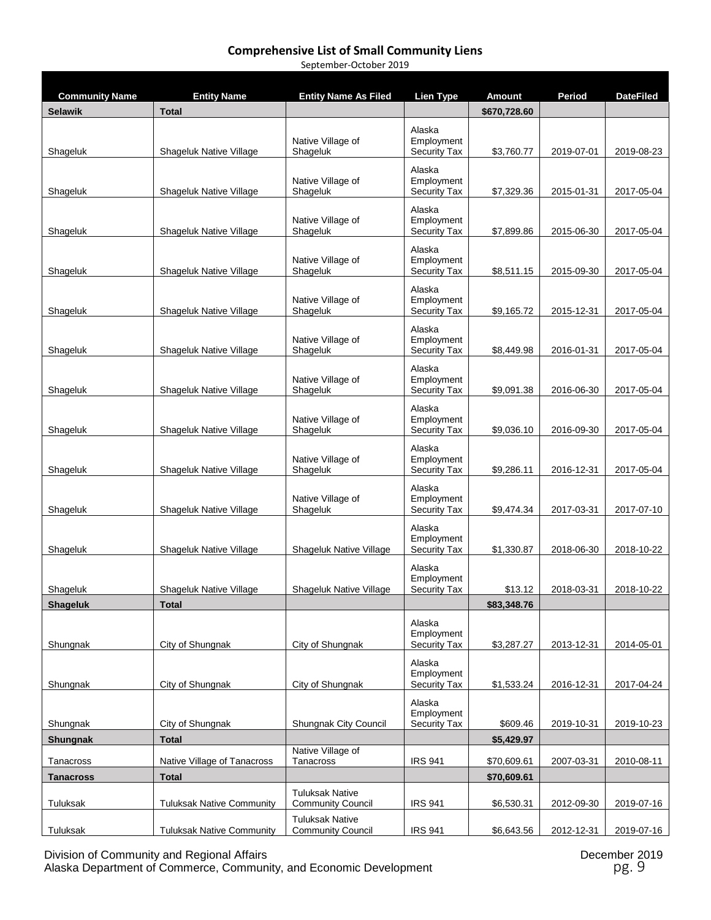# Comprehensive List of Small Community Liens

September-October 2019

| Community Name | Entity Name | Entity Name As Filed | Lien Type | Amount | Period | DateFiled |
|---|---|---|---|---|---|---|
| **Selawik** | **Total** | | | **$670,728.60** | | |
| Shageluk | Shageluk Native Village | Native Village of Shageluk | Alaska Employment Security Tax | $3,760.77 | 2019-07-01 | 2019-08-23 |
| Shageluk | Shageluk Native Village | Native Village of Shageluk | Alaska Employment Security Tax | $7,329.36 | 2015-01-31 | 2017-05-04 |
| Shageluk | Shageluk Native Village | Native Village of Shageluk | Alaska Employment Security Tax | $7,899.86 | 2015-06-30 | 2017-05-04 |
| Shageluk | Shageluk Native Village | Native Village of Shageluk | Alaska Employment Security Tax | $8,511.15 | 2015-09-30 | 2017-05-04 |
| Shageluk | Shageluk Native Village | Native Village of Shageluk | Alaska Employment Security Tax | $9,165.72 | 2015-12-31 | 2017-05-04 |
| Shageluk | Shageluk Native Village | Native Village of Shageluk | Alaska Employment Security Tax | $8,449.98 | 2016-01-31 | 2017-05-04 |
| Shageluk | Shageluk Native Village | Native Village of Shageluk | Alaska Employment Security Tax | $9,091.38 | 2016-06-30 | 2017-05-04 |
| Shageluk | Shageluk Native Village | Native Village of Shageluk | Alaska Employment Security Tax | $9,036.10 | 2016-09-30 | 2017-05-04 |
| Shageluk | Shageluk Native Village | Native Village of Shageluk | Alaska Employment Security Tax | $9,286.11 | 2016-12-31 | 2017-05-04 |
| Shageluk | Shageluk Native Village | Native Village of Shageluk | Alaska Employment Security Tax | $9,474.34 | 2017-03-31 | 2017-07-10 |
| Shageluk | Shageluk Native Village | Shageluk Native Village | Alaska Employment Security Tax | $1,330.87 | 2018-06-30 | 2018-10-22 |
| Shageluk | Shageluk Native Village | Shageluk Native Village | Alaska Employment Security Tax | $13.12 | 2018-03-31 | 2018-10-22 |
| **Shageluk** | **Total** | | | **$83,348.76** | | |
| Shungnak | City of Shungnak | City of Shungnak | Alaska Employment Security Tax | $3,287.27 | 2013-12-31 | 2014-05-01 |
| Shungnak | City of Shungnak | City of Shungnak | Alaska Employment Security Tax | $1,533.24 | 2016-12-31 | 2017-04-24 |
| Shungnak | City of Shungnak | Shungnak City Council | Alaska Employment Security Tax | $609.46 | 2019-10-31 | 2019-10-23 |
| **Shungnak** | **Total** | | | **$5,429.97** | | |
| Tanacross | Native Village of Tanacross | Native Village of Tanacross | IRS 941 | $70,609.61 | 2007-03-31 | 2010-08-11 |
| **Tanacross** | **Total** | | | **$70,609.61** | | |
| Tuluksak | Tuluksak Native Community | Tuluksak Native Community Council | IRS 941 | $6,530.31 | 2012-09-30 | 2019-07-16 |
| Tuluksak | Tuluksak Native Community | Tuluksak Native Community Council | IRS 941 | $6,643.56 | 2012-12-31 | 2019-07-16 |

Division of Community and Regional Affairs
Alaska Department of Commerce, Community, and Economic Development

December 2019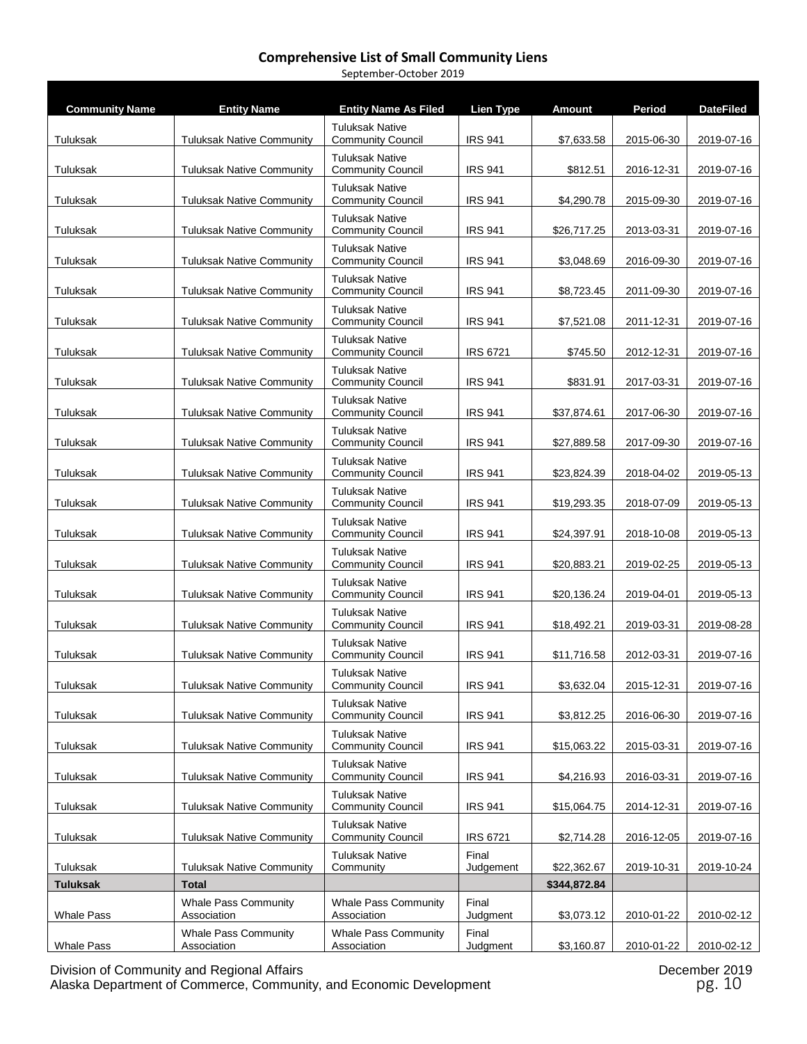# Comprehensive List of Small Community Liens

September-October 2019

| Community Name | Entity Name | Entity Name As Filed | Lien Type | Amount | Period | DateFiled |
|---|---|---|---|---|---|---|
| Tuluksak | Tuluksak Native Community | Tuluksak Native Community Council | IRS 941 | $7,633.58 | 2015-06-30 | 2019-07-16 |
| Tuluksak | Tuluksak Native Community | Tuluksak Native Community Council | IRS 941 | $812.51 | 2016-12-31 | 2019-07-16 |
| Tuluksak | Tuluksak Native Community | Tuluksak Native Community Council | IRS 941 | $4,290.78 | 2015-09-30 | 2019-07-16 |
| Tuluksak | Tuluksak Native Community | Tuluksak Native Community Council | IRS 941 | $26,717.25 | 2013-03-31 | 2019-07-16 |
| Tuluksak | Tuluksak Native Community | Tuluksak Native Community Council | IRS 941 | $3,048.69 | 2016-09-30 | 2019-07-16 |
| Tuluksak | Tuluksak Native Community | Tuluksak Native Community Council | IRS 941 | $8,723.45 | 2011-09-30 | 2019-07-16 |
| Tuluksak | Tuluksak Native Community | Tuluksak Native Community Council | IRS 941 | $7,521.08 | 2011-12-31 | 2019-07-16 |
| Tuluksak | Tuluksak Native Community | Tuluksak Native Community Council | IRS 6721 | $745.50 | 2012-12-31 | 2019-07-16 |
| Tuluksak | Tuluksak Native Community | Tuluksak Native Community Council | IRS 941 | $831.91 | 2017-03-31 | 2019-07-16 |
| Tuluksak | Tuluksak Native Community | Tuluksak Native Community Council | IRS 941 | $37,874.61 | 2017-06-30 | 2019-07-16 |
| Tuluksak | Tuluksak Native Community | Tuluksak Native Community Council | IRS 941 | $27,889.58 | 2017-09-30 | 2019-07-16 |
| Tuluksak | Tuluksak Native Community | Tuluksak Native Community Council | IRS 941 | $23,824.39 | 2018-04-02 | 2019-05-13 |
| Tuluksak | Tuluksak Native Community | Tuluksak Native Community Council | IRS 941 | $19,293.35 | 2018-07-09 | 2019-05-13 |
| Tuluksak | Tuluksak Native Community | Tuluksak Native Community Council | IRS 941 | $24,397.91 | 2018-10-08 | 2019-05-13 |
| Tuluksak | Tuluksak Native Community | Tuluksak Native Community Council | IRS 941 | $20,883.21 | 2019-02-25 | 2019-05-13 |
| Tuluksak | Tuluksak Native Community | Tuluksak Native Community Council | IRS 941 | $20,136.24 | 2019-04-01 | 2019-05-13 |
| Tuluksak | Tuluksak Native Community | Tuluksak Native Community Council | IRS 941 | $18,492.21 | 2019-03-31 | 2019-08-28 |
| Tuluksak | Tuluksak Native Community | Tuluksak Native Community Council | IRS 941 | $11,716.58 | 2012-03-31 | 2019-07-16 |
| Tuluksak | Tuluksak Native Community | Tuluksak Native Community Council | IRS 941 | $3,632.04 | 2015-12-31 | 2019-07-16 |
| Tuluksak | Tuluksak Native Community | Tuluksak Native Community Council | IRS 941 | $3,812.25 | 2016-06-30 | 2019-07-16 |
| Tuluksak | Tuluksak Native Community | Tuluksak Native Community Council | IRS 941 | $15,063.22 | 2015-03-31 | 2019-07-16 |
| Tuluksak | Tuluksak Native Community | Tuluksak Native Community Council | IRS 941 | $4,216.93 | 2016-03-31 | 2019-07-16 |
| Tuluksak | Tuluksak Native Community | Tuluksak Native Community Council | IRS 941 | $15,064.75 | 2014-12-31 | 2019-07-16 |
| Tuluksak | Tuluksak Native Community | Tuluksak Native Community Council | IRS 6721 | $2,714.28 | 2016-12-05 | 2019-07-16 |
| Tuluksak | Tuluksak Native Community | Tuluksak Native Community | Final Judgement | $22,362.67 | 2019-10-31 | 2019-10-24 |
| **Tuluksak** | **Total** | | | **$344,872.84** | | |
| Whale Pass | Whale Pass Community Association | Whale Pass Community Association | Final Judgment | $3,073.12 | 2010-01-22 | 2010-02-12 |
| Whale Pass | Whale Pass Community Association | Whale Pass Community Association | Final Judgment | $3,160.87 | 2010-01-22 | 2010-02-12 |

Division of Community and Regional Affairs
Alaska Department of Commerce, Community, and Economic Development

December 2019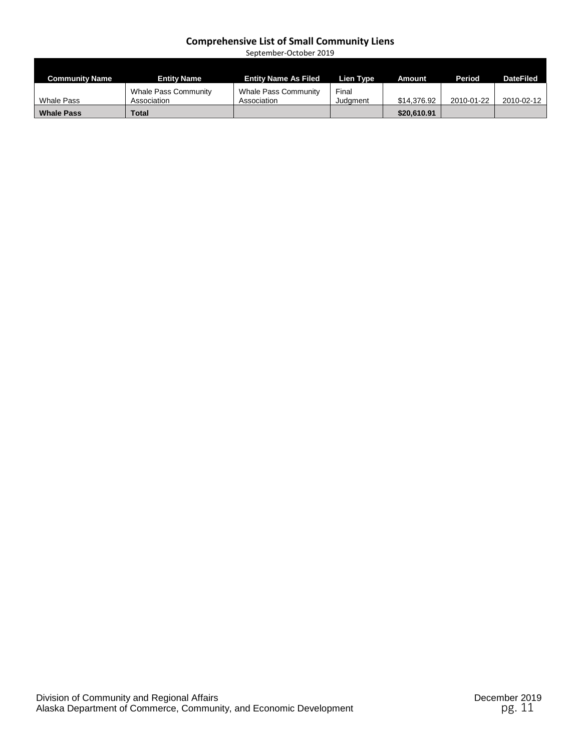## Comprehensive List of Small Community Liens

September-October 2019

| Community Name | Entity Name | Entity Name As Filed | Lien Type | Amount | Period | DateFiled |
|---|---|---|---|---|---|---|
| Whale Pass | Whale Pass Community Association | Whale Pass Community Association | Final Judgment | $14,376.92 | 2010-01-22 | 2010-02-12 |
| **Whale Pass** | **Total** | | | **$20,610.91** | | |

Division of Community and Regional Affairs
Alaska Department of Commerce, Community, and Economic Development

December 2019